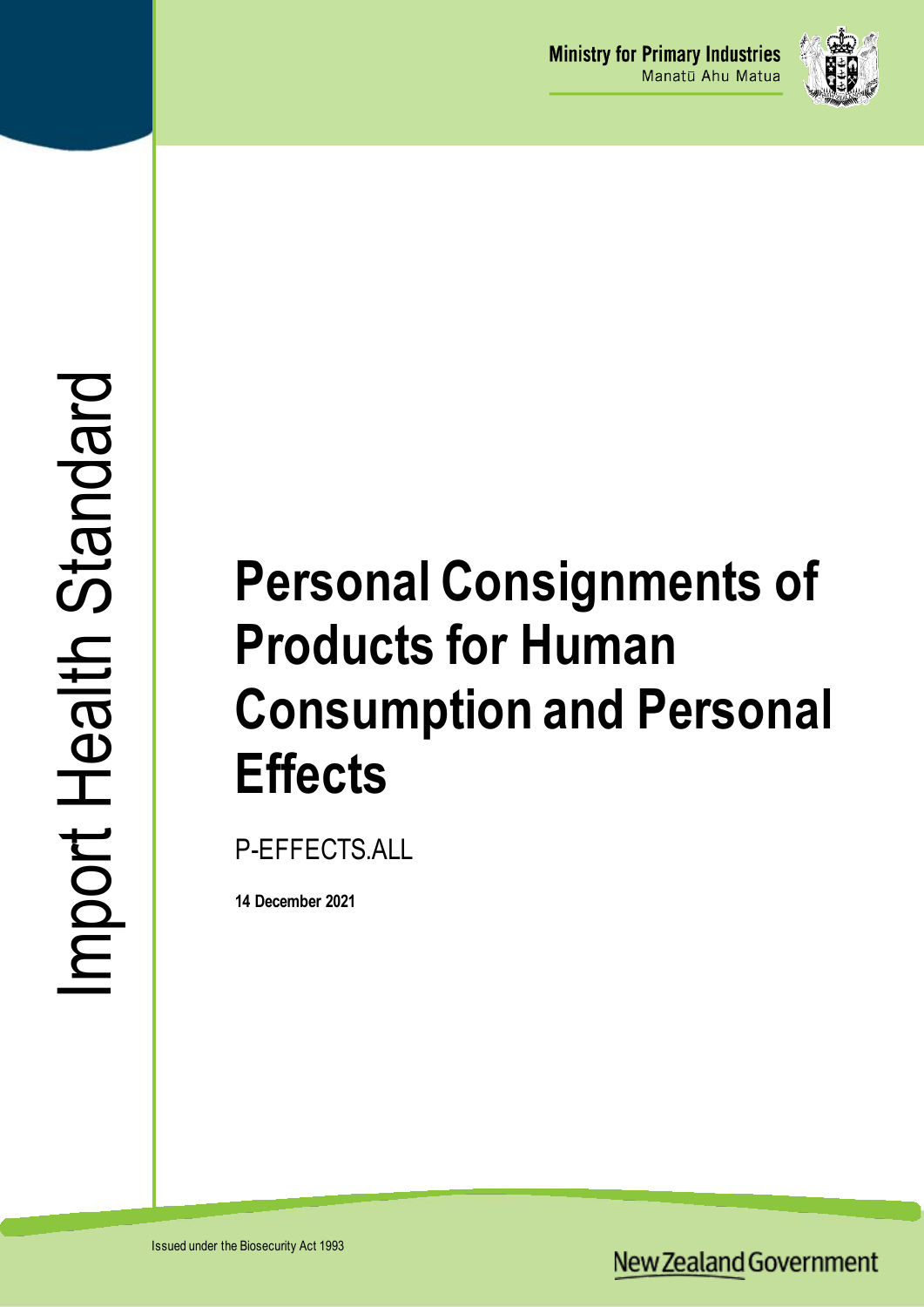Ministry for Primary Industries
Manatū Ahu Matua

Import Health Standard

# Personal Consignments of Products for Human Consumption and Personal Effects

P-EFFECTS.ALL

**14 December 2021**

Issued under the Biosecurity Act 1993

New Zealand Government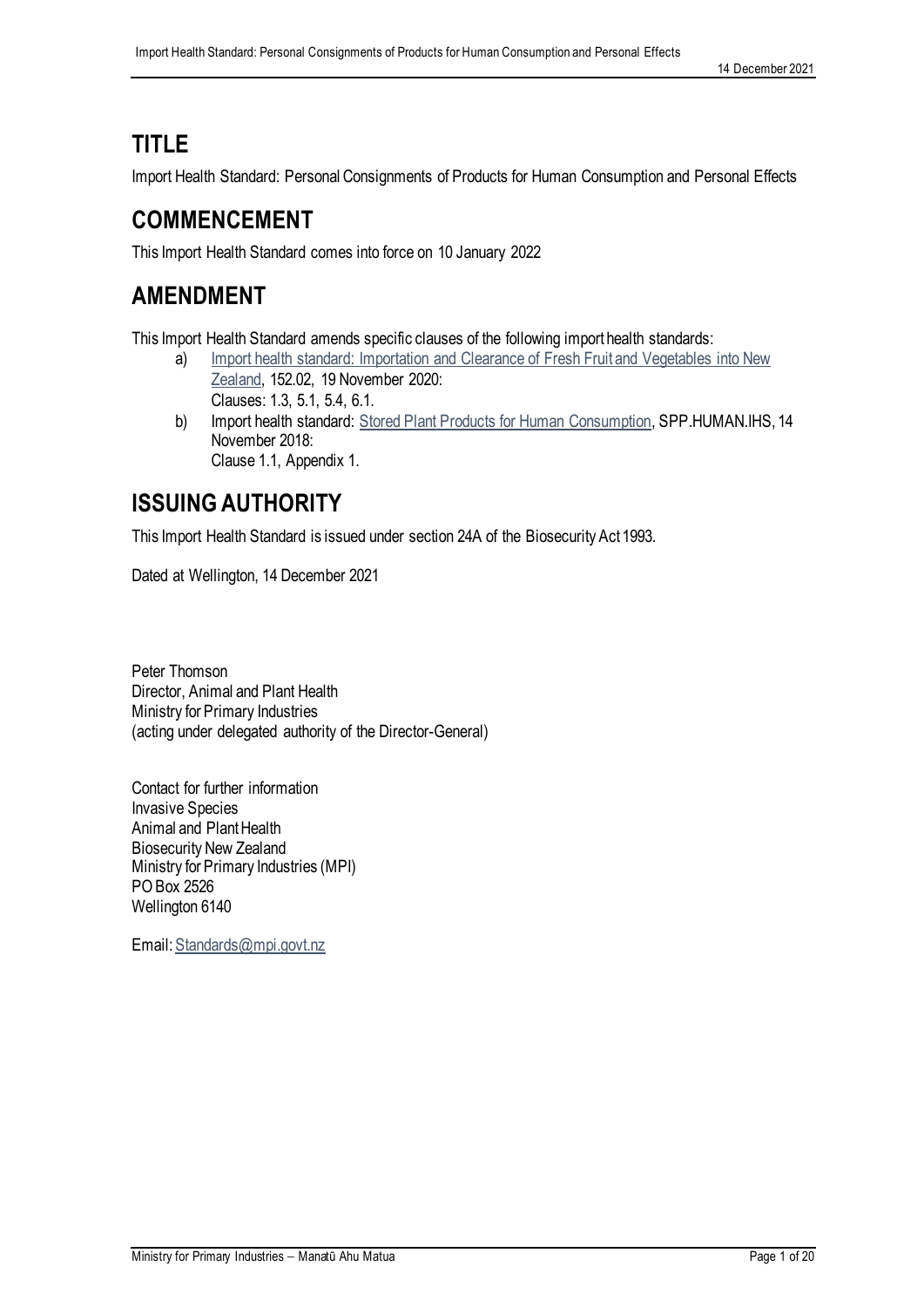# TITLE

Import Health Standard: Personal Consignments of Products for Human Consumption and Personal Effects

# COMMENCEMENT

This Import Health Standard comes into force on 10 January 2022

# AMENDMENT

This Import Health Standard amends specific clauses of the following import health standards:

a) Import health standard: Importation and Clearance of Fresh Fruit and Vegetables into New Zealand, 152.02, 19 November 2020:
   Clauses: 1.3, 5.1, 5.4, 6.1.

b) Import health standard: Stored Plant Products for Human Consumption, SPP.HUMAN.IHS, 14 November 2018:
   Clause 1.1, Appendix 1.

# ISSUING AUTHORITY

This Import Health Standard is issued under section 24A of the Biosecurity Act 1993.

Dated at Wellington, 14 December 2021

Peter Thomson
Director, Animal and Plant Health
Ministry for Primary Industries
(acting under delegated authority of the Director-General)

Contact for further information
Invasive Species
Animal and Plant Health
Biosecurity New Zealand
Ministry for Primary Industries (MPI)
PO Box 2526
Wellington 6140

Email: Standards@mpi.govt.nz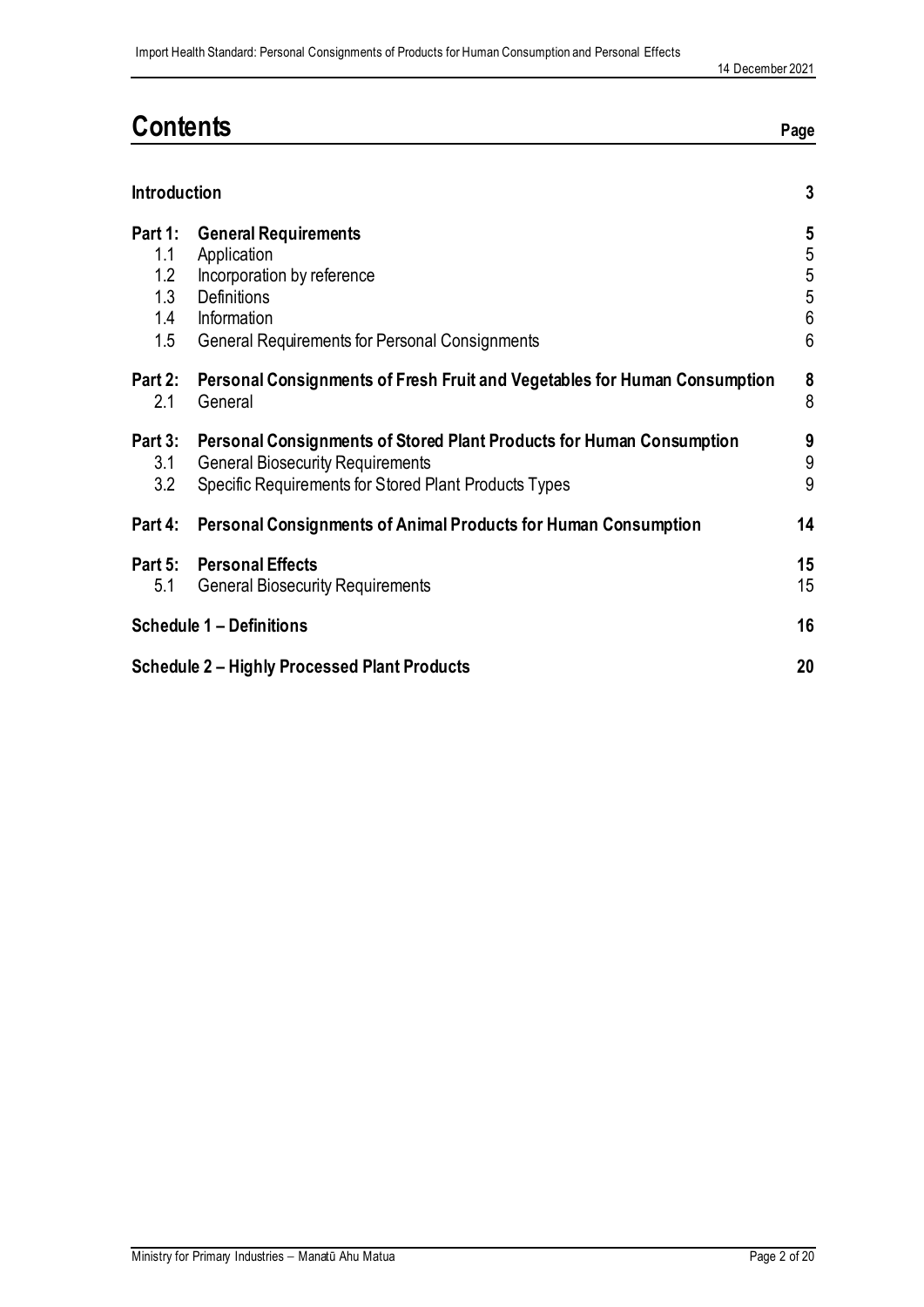# Contents

| | | Page |
|---|---|---|
| **Introduction** | | **3** |
| **Part 1:** | **General Requirements** | **5** |
| 1.1 | Application | 5 |
| 1.2 | Incorporation by reference | 5 |
| 1.3 | Definitions | 5 |
| 1.4 | Information | 6 |
| 1.5 | General Requirements for Personal Consignments | 6 |
| **Part 2:** | **Personal Consignments of Fresh Fruit and Vegetables for Human Consumption** | **8** |
| 2.1 | General | 8 |
| **Part 3:** | **Personal Consignments of Stored Plant Products for Human Consumption** | **9** |
| 3.1 | General Biosecurity Requirements | 9 |
| 3.2 | Specific Requirements for Stored Plant Products Types | 9 |
| **Part 4:** | **Personal Consignments of Animal Products for Human Consumption** | **14** |
| **Part 5:** | **Personal Effects** | **15** |
| 5.1 | General Biosecurity Requirements | 15 |
| **Schedule 1 – Definitions** | | **16** |
| **Schedule 2 – Highly Processed Plant Products** | | **20** |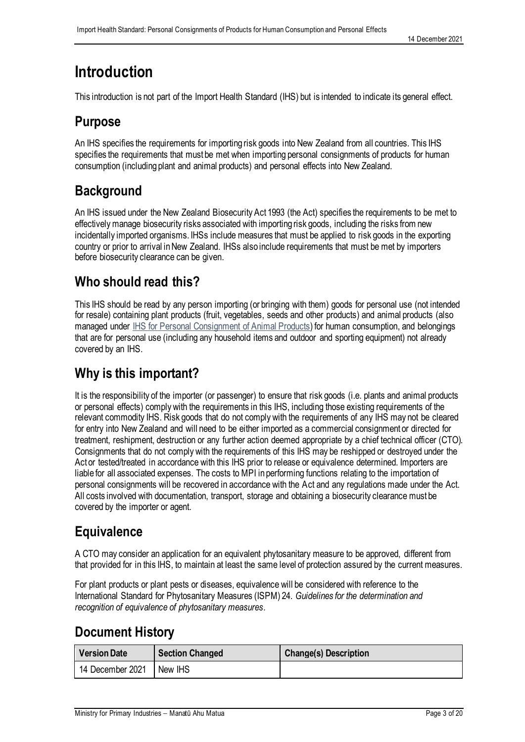# Introduction

This introduction is not part of the Import Health Standard (IHS) but is intended to indicate its general effect.

## Purpose

An IHS specifies the requirements for importing risk goods into New Zealand from all countries. This IHS specifies the requirements that must be met when importing personal consignments of products for human consumption (including plant and animal products) and personal effects into New Zealand.

## Background

An IHS issued under the New Zealand Biosecurity Act 1993 (the Act) specifies the requirements to be met to effectively manage biosecurity risks associated with importing risk goods, including the risks from new incidentally imported organisms. IHSs include measures that must be applied to risk goods in the exporting country or prior to arrival in New Zealand. IHSs also include requirements that must be met by importers before biosecurity clearance can be given.

## Who should read this?

This IHS should be read by any person importing (or bringing with them) goods for personal use (not intended for resale) containing plant products (fruit, vegetables, seeds and other products) and animal products (also managed under IHS for Personal Consignment of Animal Products) for human consumption, and belongings that are for personal use (including any household items and outdoor and sporting equipment) not already covered by an IHS.

## Why is this important?

It is the responsibility of the importer (or passenger) to ensure that risk goods (i.e. plants and animal products or personal effects) comply with the requirements in this IHS, including those existing requirements of the relevant commodity IHS. Risk goods that do not comply with the requirements of any IHS may not be cleared for entry into New Zealand and will need to be either imported as a commercial consignment or directed for treatment, reshipment, destruction or any further action deemed appropriate by a chief technical officer (CTO). Consignments that do not comply with the requirements of this IHS may be reshipped or destroyed under the Act or tested/treated in accordance with this IHS prior to release or equivalence determined. Importers are liable for all associated expenses. The costs to MPI in performing functions relating to the importation of personal consignments will be recovered in accordance with the Act and any regulations made under the Act. All costs involved with documentation, transport, storage and obtaining a biosecurity clearance must be covered by the importer or agent.

## Equivalence

A CTO may consider an application for an equivalent phytosanitary measure to be approved, different from that provided for in this IHS, to maintain at least the same level of protection assured by the current measures.

For plant products or plant pests or diseases, equivalence will be considered with reference to the International Standard for Phytosanitary Measures (ISPM) 24. *Guidelines for the determination and recognition of equivalence of phytosanitary measures*.

## Document History

| Version Date | Section Changed | Change(s) Description |
|---|---|---|
| 14 December 2021 | New IHS | |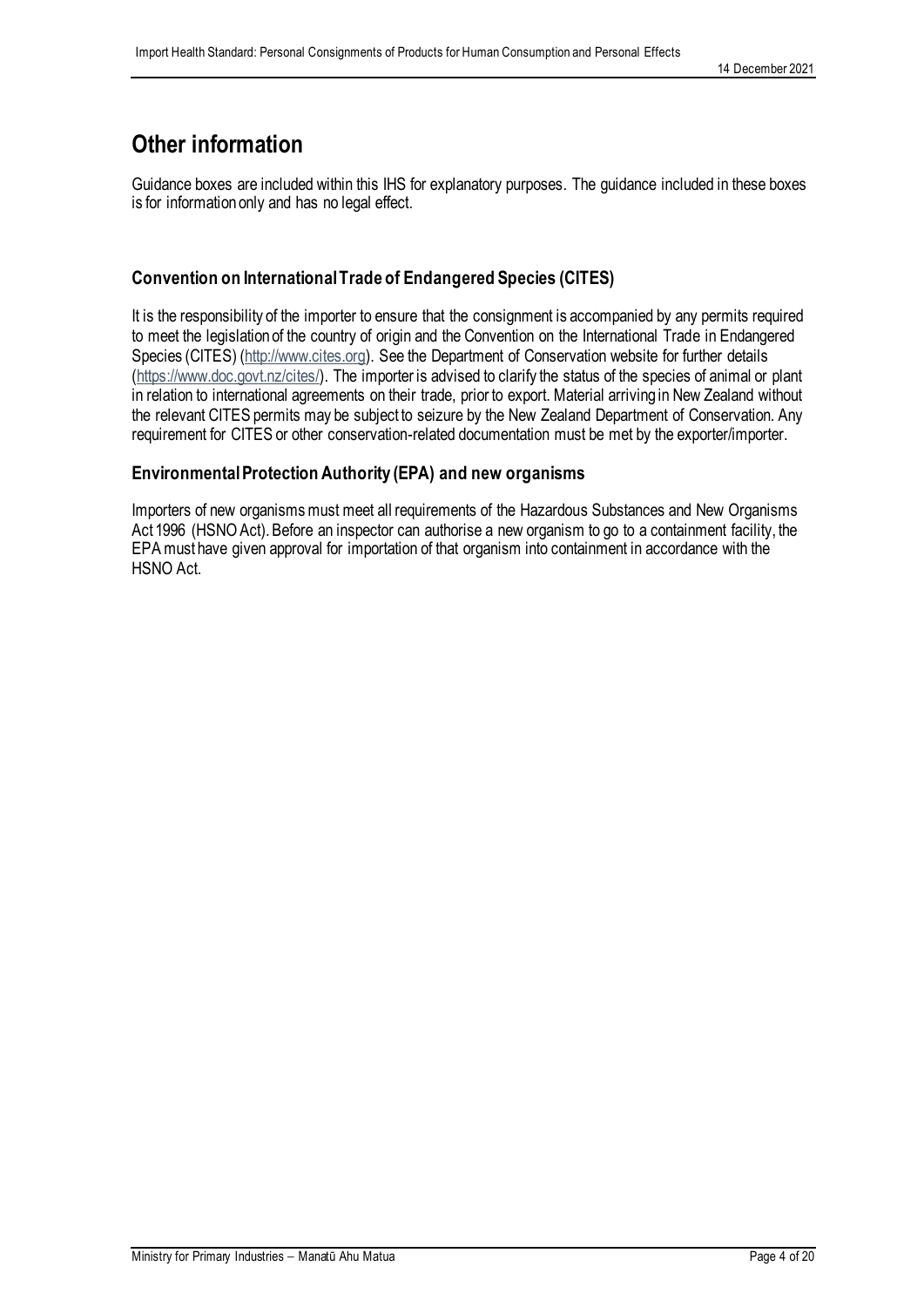# Other information

Guidance boxes are included within this IHS for explanatory purposes. The guidance included in these boxes is for information only and has no legal effect.

### Convention on International Trade of Endangered Species (CITES)

It is the responsibility of the importer to ensure that the consignment is accompanied by any permits required to meet the legislation of the country of origin and the Convention on the International Trade in Endangered Species (CITES) (http://www.cites.org). See the Department of Conservation website for further details (https://www.doc.govt.nz/cites/). The importer is advised to clarify the status of the species of animal or plant in relation to international agreements on their trade, prior to export. Material arriving in New Zealand without the relevant CITES permits may be subject to seizure by the New Zealand Department of Conservation. Any requirement for CITES or other conservation-related documentation must be met by the exporter/importer.

### Environmental Protection Authority (EPA) and new organisms

Importers of new organisms must meet all requirements of the Hazardous Substances and New Organisms Act 1996 (HSNO Act). Before an inspector can authorise a new organism to go to a containment facility, the EPA must have given approval for importation of that organism into containment in accordance with the HSNO Act.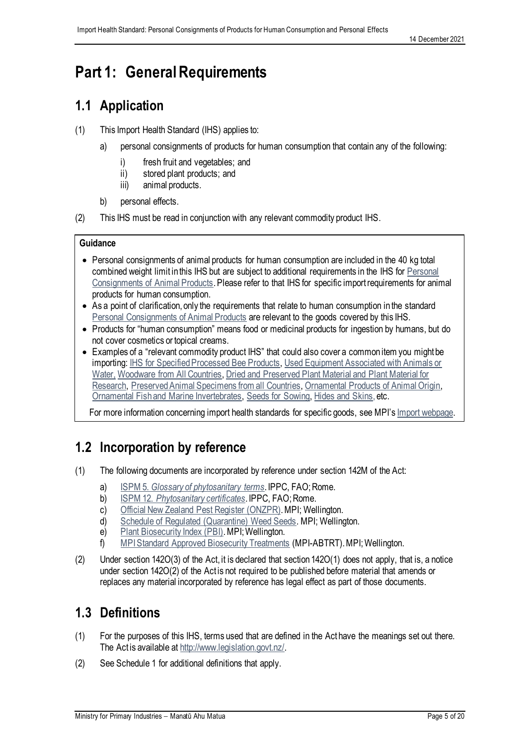# Part 1: General Requirements

## 1.1 Application

(1) This Import Health Standard (IHS) applies to:

  a) personal consignments of products for human consumption that contain any of the following:

    i) fresh fruit and vegetables; and
    ii) stored plant products; and
    iii) animal products.

  b) personal effects.

(2) This IHS must be read in conjunction with any relevant commodity product IHS.

> **Guidance**
>
> - Personal consignments of animal products for human consumption are included in the 40 kg total combined weight limit in this IHS but are subject to additional requirements in the IHS for Personal Consignments of Animal Products. Please refer to that IHS for specific import requirements for animal products for human consumption.
> - As a point of clarification, only the requirements that relate to human consumption in the standard Personal Consignments of Animal Products are relevant to the goods covered by this IHS.
> - Products for "human consumption" means food or medicinal products for ingestion by humans, but do not cover cosmetics or topical creams.
> - Examples of a "relevant commodity product IHS" that could also cover a common item you might be importing: IHS for Specified Processed Bee Products, Used Equipment Associated with Animals or Water, Woodware from All Countries, Dried and Preserved Plant Material and Plant Material for Research, Preserved Animal Specimens from all Countries, Ornamental Products of Animal Origin, Ornamental Fish and Marine Invertebrates, Seeds for Sowing, Hides and Skins, etc.
>
> For more information concerning import health standards for specific goods, see MPI's Import webpage.

## 1.2 Incorporation by reference

(1) The following documents are incorporated by reference under section 142M of the Act:

  a) ISPM 5. *Glossary of phytosanitary terms*. IPPC, FAO; Rome.
  b) ISPM 12. *Phytosanitary certificates*. IPPC, FAO; Rome.
  c) Official New Zealand Pest Register (ONZPR). MPI; Wellington.
  d) Schedule of Regulated (Quarantine) Weed Seeds. MPI; Wellington.
  e) Plant Biosecurity Index (PBI). MPI; Wellington.
  f) MPI Standard Approved Biosecurity Treatments (MPI-ABTRT). MPI; Wellington.

(2) Under section 142O(3) of the Act, it is declared that section 142O(1) does not apply, that is, a notice under section 142O(2) of the Act is not required to be published before material that amends or replaces any material incorporated by reference has legal effect as part of those documents.

## 1.3 Definitions

(1) For the purposes of this IHS, terms used that are defined in the Act have the meanings set out there. The Act is available at http://www.legislation.govt.nz/.

(2) See Schedule 1 for additional definitions that apply.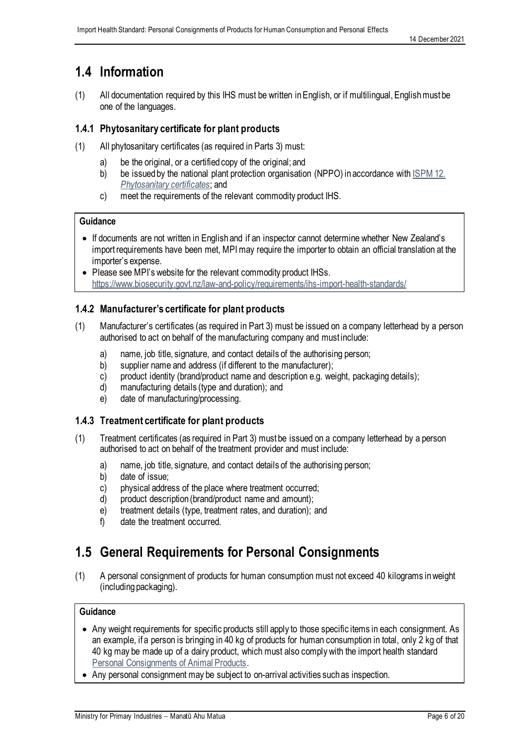## 1.4 Information

(1) All documentation required by this IHS must be written in English, or if multilingual, English must be one of the languages.

### 1.4.1 Phytosanitary certificate for plant products

(1) All phytosanitary certificates (as required in Parts 3) must:

a) be the original, or a certified copy of the original; and
b) be issued by the national plant protection organisation (NPPO) in accordance with ISPM 12. *Phytosanitary certificates*; and
c) meet the requirements of the relevant commodity product IHS.

**Guidance**

- If documents are not written in English and if an inspector cannot determine whether New Zealand's import requirements have been met, MPI may require the importer to obtain an official translation at the importer's expense.
- Please see MPI's website for the relevant commodity product IHSs. https://www.biosecurity.govt.nz/law-and-policy/requirements/ihs-import-health-standards/

### 1.4.2 Manufacturer's certificate for plant products

(1) Manufacturer's certificates (as required in Part 3) must be issued on a company letterhead by a person authorised to act on behalf of the manufacturing company and must include:

a) name, job title, signature, and contact details of the authorising person;
b) supplier name and address (if different to the manufacturer);
c) product identity (brand/product name and description e.g. weight, packaging details);
d) manufacturing details (type and duration); and
e) date of manufacturing/processing.

### 1.4.3 Treatment certificate for plant products

(1) Treatment certificates (as required in Part 3) must be issued on a company letterhead by a person authorised to act on behalf of the treatment provider and must include:

a) name, job title, signature, and contact details of the authorising person;
b) date of issue;
c) physical address of the place where treatment occurred;
d) product description (brand/product name and amount);
e) treatment details (type, treatment rates, and duration); and
f) date the treatment occurred.

## 1.5 General Requirements for Personal Consignments

(1) A personal consignment of products for human consumption must not exceed 40 kilograms in weight (including packaging).

**Guidance**

- Any weight requirements for specific products still apply to those specific items in each consignment. As an example, if a person is bringing in 40 kg of products for human consumption in total, only 2 kg of that 40 kg may be made up of a dairy product, which must also comply with the import health standard Personal Consignments of Animal Products.
- Any personal consignment may be subject to on-arrival activities such as inspection.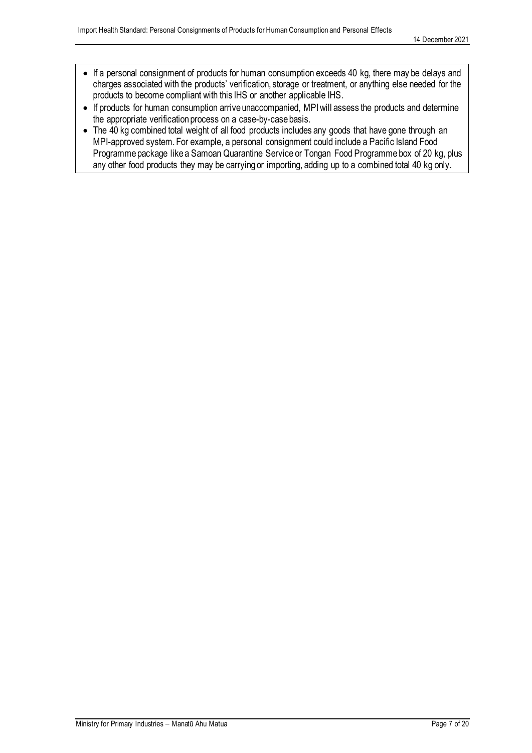- If a personal consignment of products for human consumption exceeds 40 kg, there may be delays and charges associated with the products' verification, storage or treatment, or anything else needed for the products to become compliant with this IHS or another applicable IHS.
- If products for human consumption arrive unaccompanied, MPI will assess the products and determine the appropriate verification process on a case-by-case basis.
- The 40 kg combined total weight of all food products includes any goods that have gone through an MPI-approved system. For example, a personal consignment could include a Pacific Island Food Programme package like a Samoan Quarantine Service or Tongan Food Programme box of 20 kg, plus any other food products they may be carrying or importing, adding up to a combined total 40 kg only.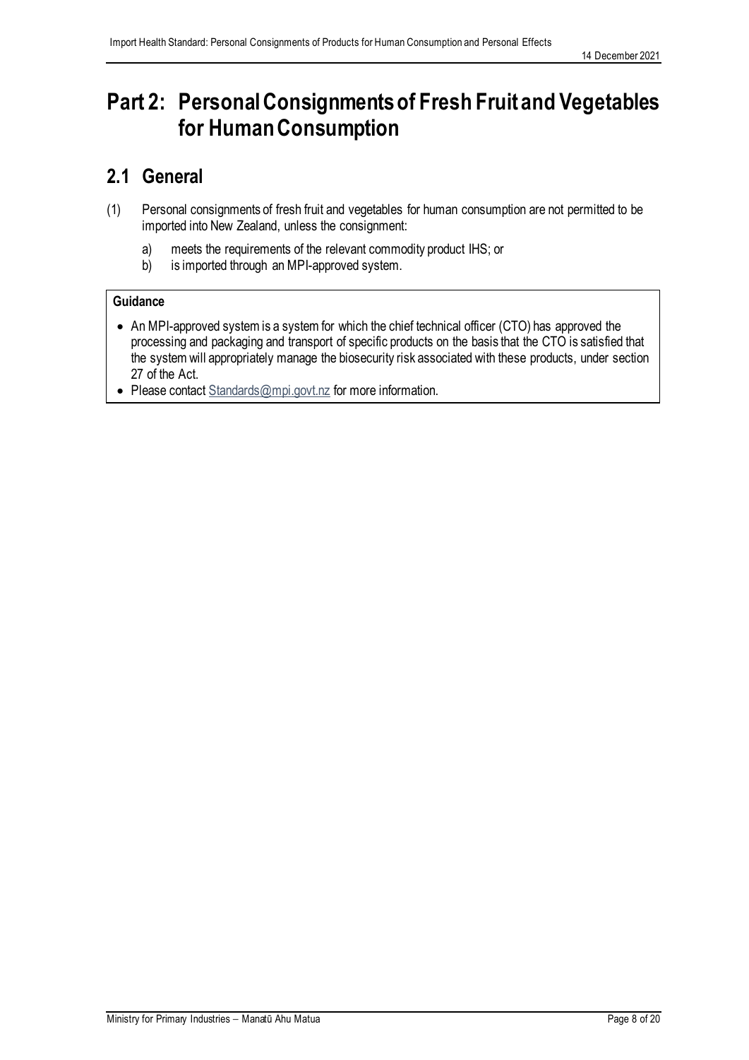# Part 2: Personal Consignments of Fresh Fruit and Vegetables for Human Consumption

## 2.1 General

(1) Personal consignments of fresh fruit and vegetables for human consumption are not permitted to be imported into New Zealand, unless the consignment:

  a) meets the requirements of the relevant commodity product IHS; or
  b) is imported through an MPI-approved system.

**Guidance**

- An MPI-approved system is a system for which the chief technical officer (CTO) has approved the processing and packaging and transport of specific products on the basis that the CTO is satisfied that the system will appropriately manage the biosecurity risk associated with these products, under section 27 of the Act.
- Please contact Standards@mpi.govt.nz for more information.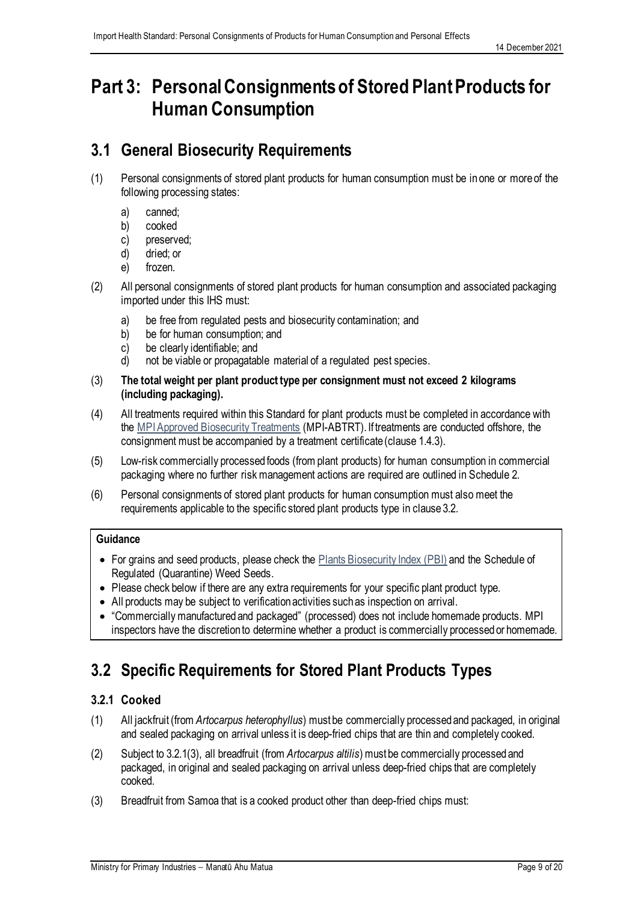# Part 3: Personal Consignments of Stored Plant Products for Human Consumption

## 3.1 General Biosecurity Requirements

(1) Personal consignments of stored plant products for human consumption must be in one or more of the following processing states:

a) canned;
b) cooked
c) preserved;
d) dried; or
e) frozen.

(2) All personal consignments of stored plant products for human consumption and associated packaging imported under this IHS must:

a) be free from regulated pests and biosecurity contamination; and
b) be for human consumption; and
c) be clearly identifiable; and
d) not be viable or propagatable material of a regulated pest species.

(3) **The total weight per plant product type per consignment must not exceed 2 kilograms (including packaging).**

(4) All treatments required within this Standard for plant products must be completed in accordance with the MPI Approved Biosecurity Treatments (MPI-ABTRT). If treatments are conducted offshore, the consignment must be accompanied by a treatment certificate (clause 1.4.3).

(5) Low-risk commercially processed foods (from plant products) for human consumption in commercial packaging where no further risk management actions are required are outlined in Schedule 2.

(6) Personal consignments of stored plant products for human consumption must also meet the requirements applicable to the specific stored plant products type in clause 3.2.

**Guidance**

- For grains and seed products, please check the Plants Biosecurity Index (PBI) and the Schedule of Regulated (Quarantine) Weed Seeds.
- Please check below if there are any extra requirements for your specific plant product type.
- All products may be subject to verification activities such as inspection on arrival.
- "Commercially manufactured and packaged" (processed) does not include homemade products. MPI inspectors have the discretion to determine whether a product is commercially processed or homemade.

## 3.2 Specific Requirements for Stored Plant Products Types

### 3.2.1 Cooked

(1) All jackfruit (from *Artocarpus heterophyllus*) must be commercially processed and packaged, in original and sealed packaging on arrival unless it is deep-fried chips that are thin and completely cooked.

(2) Subject to 3.2.1(3), all breadfruit (from *Artocarpus altilis*) must be commercially processed and packaged, in original and sealed packaging on arrival unless deep-fried chips that are completely cooked.

(3) Breadfruit from Samoa that is a cooked product other than deep-fried chips must: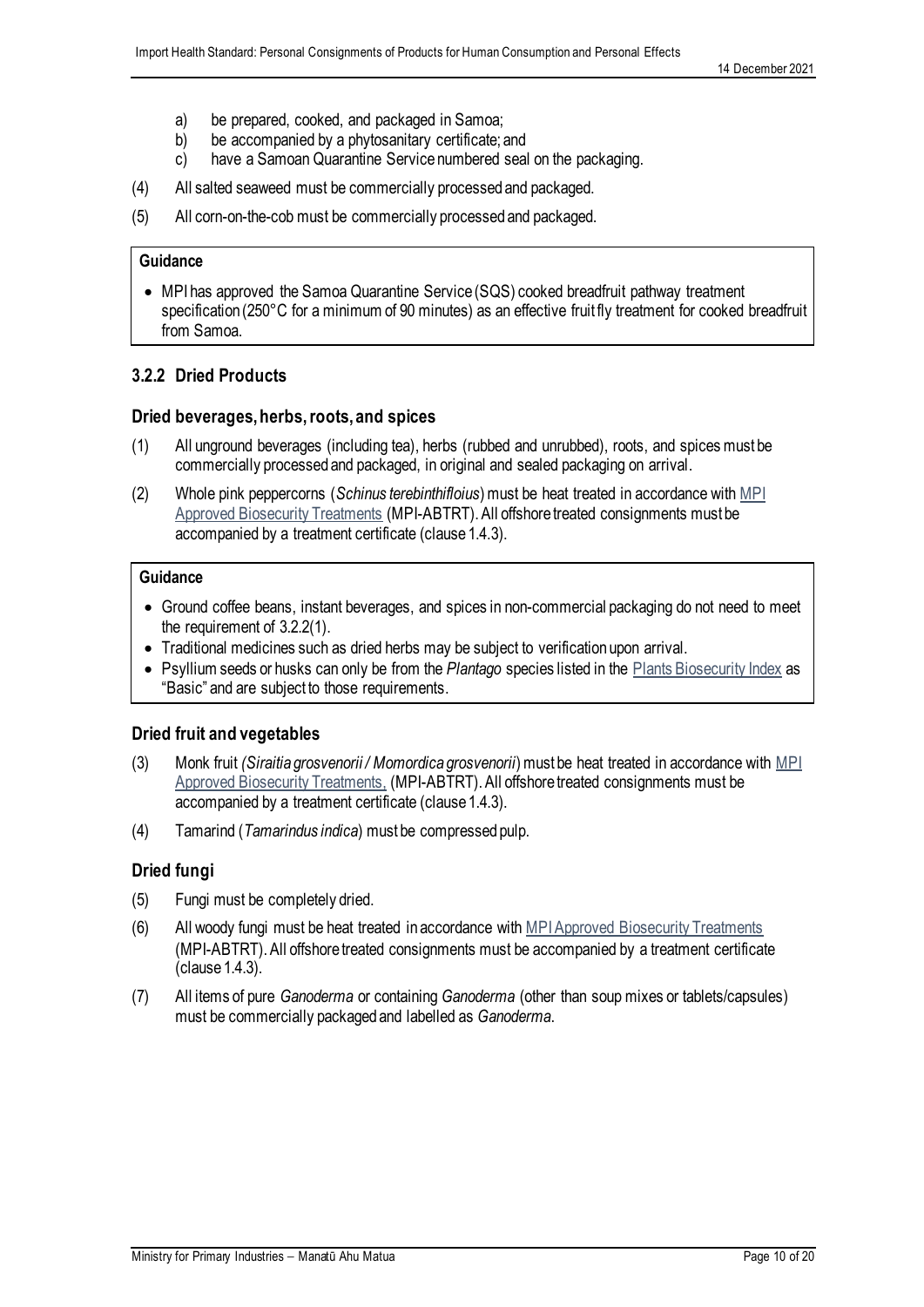a) be prepared, cooked, and packaged in Samoa;
b) be accompanied by a phytosanitary certificate; and
c) have a Samoan Quarantine Service numbered seal on the packaging.

(4) All salted seaweed must be commercially processed and packaged.

(5) All corn-on-the-cob must be commercially processed and packaged.

> **Guidance**
>
> - MPI has approved the Samoa Quarantine Service (SQS) cooked breadfruit pathway treatment specification (250°C for a minimum of 90 minutes) as an effective fruit fly treatment for cooked breadfruit from Samoa.

### 3.2.2 Dried Products

#### Dried beverages, herbs, roots, and spices

(1) All unground beverages (including tea), herbs (rubbed and unrubbed), roots, and spices must be commercially processed and packaged, in original and sealed packaging on arrival.

(2) Whole pink peppercorns (*Schinus terebinthifloius*) must be heat treated in accordance with MPI Approved Biosecurity Treatments (MPI-ABTRT). All offshore treated consignments must be accompanied by a treatment certificate (clause 1.4.3).

> **Guidance**
>
> - Ground coffee beans, instant beverages, and spices in non-commercial packaging do not need to meet the requirement of 3.2.2(1).
> - Traditional medicines such as dried herbs may be subject to verification upon arrival.
> - Psyllium seeds or husks can only be from the *Plantago* species listed in the Plants Biosecurity Index as "Basic" and are subject to those requirements.

#### Dried fruit and vegetables

(3) Monk fruit *(Siraitia grosvenorii / Momordica grosvenorii*) must be heat treated in accordance with MPI Approved Biosecurity Treatments, (MPI-ABTRT). All offshore treated consignments must be accompanied by a treatment certificate (clause 1.4.3).

(4) Tamarind (*Tamarindus indica*) must be compressed pulp.

#### Dried fungi

(5) Fungi must be completely dried.

(6) All woody fungi must be heat treated in accordance with MPI Approved Biosecurity Treatments (MPI-ABTRT). All offshore treated consignments must be accompanied by a treatment certificate (clause 1.4.3).

(7) All items of pure *Ganoderma* or containing *Ganoderma* (other than soup mixes or tablets/capsules) must be commercially packaged and labelled as *Ganoderma*.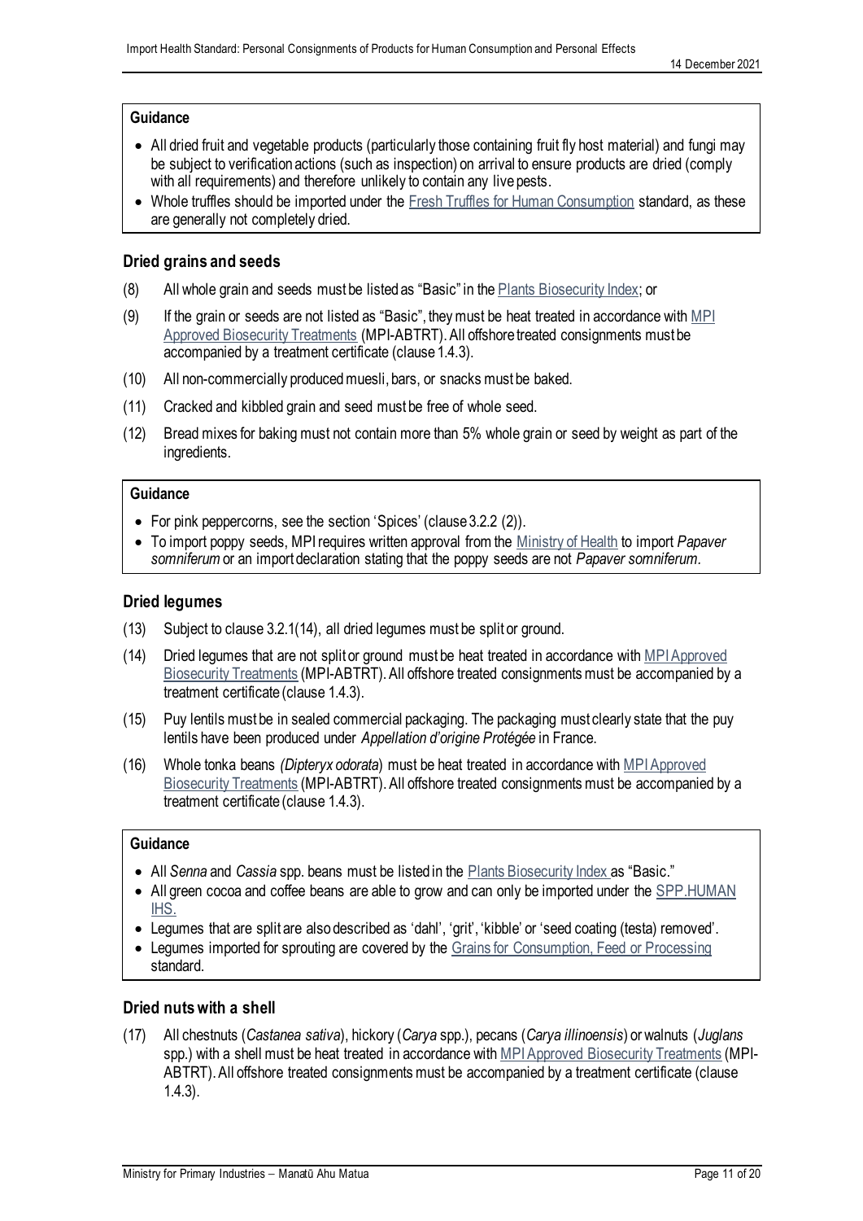**Guidance**

- All dried fruit and vegetable products (particularly those containing fruit fly host material) and fungi may be subject to verification actions (such as inspection) on arrival to ensure products are dried (comply with all requirements) and therefore unlikely to contain any live pests.
- Whole truffles should be imported under the Fresh Truffles for Human Consumption standard, as these are generally not completely dried.

### Dried grains and seeds

(8) All whole grain and seeds must be listed as "Basic" in the Plants Biosecurity Index; or

(9) If the grain or seeds are not listed as "Basic", they must be heat treated in accordance with MPI Approved Biosecurity Treatments (MPI-ABTRT). All offshore treated consignments must be accompanied by a treatment certificate (clause 1.4.3).

(10) All non-commercially produced muesli, bars, or snacks must be baked.

(11) Cracked and kibbled grain and seed must be free of whole seed.

(12) Bread mixes for baking must not contain more than 5% whole grain or seed by weight as part of the ingredients.

**Guidance**

- For pink peppercorns, see the section 'Spices' (clause 3.2.2 (2)).
- To import poppy seeds, MPI requires written approval from the Ministry of Health to import *Papaver somniferum* or an import declaration stating that the poppy seeds are not *Papaver somniferum*.

### Dried legumes

(13) Subject to clause 3.2.1(14), all dried legumes must be split or ground.

(14) Dried legumes that are not split or ground must be heat treated in accordance with MPI Approved Biosecurity Treatments (MPI-ABTRT). All offshore treated consignments must be accompanied by a treatment certificate (clause 1.4.3).

(15) Puy lentils must be in sealed commercial packaging. The packaging must clearly state that the puy lentils have been produced under *Appellation d'origine Protégée* in France.

(16) Whole tonka beans *(Dipteryx odorata*) must be heat treated in accordance with MPI Approved Biosecurity Treatments (MPI-ABTRT). All offshore treated consignments must be accompanied by a treatment certificate (clause 1.4.3).

**Guidance**

- All *Senna* and *Cassia* spp. beans must be listed in the Plants Biosecurity Index as "Basic."
- All green cocoa and coffee beans are able to grow and can only be imported under the SPP.HUMAN IHS.
- Legumes that are split are also described as 'dahl', 'grit', 'kibble' or 'seed coating (testa) removed'.
- Legumes imported for sprouting are covered by the Grains for Consumption, Feed or Processing standard.

### Dried nuts with a shell

(17) All chestnuts (*Castanea sativa*), hickory (*Carya* spp.), pecans (*Carya illinoensis*) or walnuts (*Juglans* spp.) with a shell must be heat treated in accordance with MPI Approved Biosecurity Treatments (MPI-ABTRT). All offshore treated consignments must be accompanied by a treatment certificate (clause 1.4.3).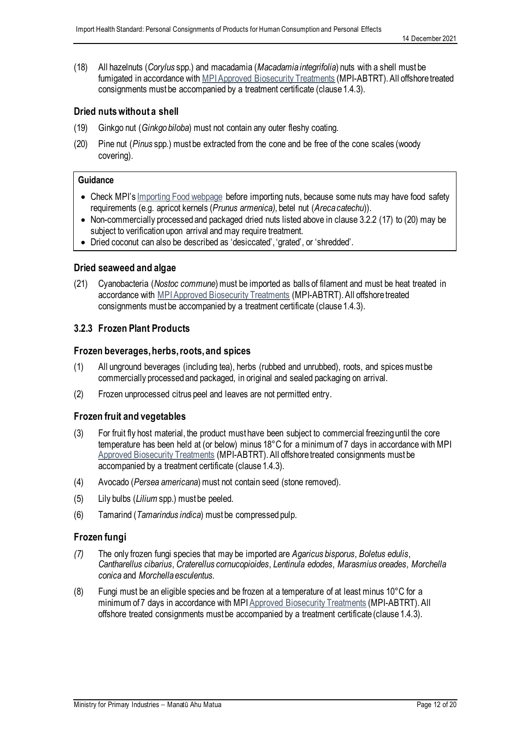(18) All hazelnuts (*Corylus* spp.) and macadamia (*Macadamia integrifolia*) nuts with a shell must be fumigated in accordance with MPI Approved Biosecurity Treatments (MPI-ABTRT). All offshore treated consignments must be accompanied by a treatment certificate (clause 1.4.3).

### Dried nuts without a shell

(19) Ginkgo nut (*Ginkgo biloba*) must not contain any outer fleshy coating.

(20) Pine nut (*Pinus* spp.) must be extracted from the cone and be free of the cone scales (woody covering).

> **Guidance**
>
> - Check MPI's Importing Food webpage before importing nuts, because some nuts may have food safety requirements (e.g. apricot kernels (*Prunus armenica),* betel nut (*Areca catechu*)).
> - Non-commercially processed and packaged dried nuts listed above in clause 3.2.2 (17) to (20) may be subject to verification upon arrival and may require treatment.
> - Dried coconut can also be described as 'desiccated', 'grated', or 'shredded'.

### Dried seaweed and algae

(21) Cyanobacteria (*Nostoc commune*) must be imported as balls of filament and must be heat treated in accordance with MPI Approved Biosecurity Treatments (MPI-ABTRT). All offshore treated consignments must be accompanied by a treatment certificate (clause 1.4.3).

## 3.2.3 Frozen Plant Products

### Frozen beverages, herbs, roots, and spices

(1) All unground beverages (including tea), herbs (rubbed and unrubbed), roots, and spices must be commercially processed and packaged, in original and sealed packaging on arrival.

(2) Frozen unprocessed citrus peel and leaves are not permitted entry.

### Frozen fruit and vegetables

(3) For fruit fly host material, the product must have been subject to commercial freezing until the core temperature has been held at (or below) minus 18°C for a minimum of 7 days in accordance with MPI Approved Biosecurity Treatments (MPI-ABTRT). All offshore treated consignments must be accompanied by a treatment certificate (clause 1.4.3).

(4) Avocado (*Persea americana*) must not contain seed (stone removed).

(5) Lily bulbs (*Lilium* spp.) must be peeled.

(6) Tamarind (*Tamarindus indica*) must be compressed pulp.

### Frozen fungi

*(7)* The only frozen fungi species that may be imported are *Agaricus bisporus*, *Boletus edulis*, *Cantharellus cibarius*, *Craterellus cornucopioides*, *Lentinula edodes*, *Marasmius oreades*, *Morchella conica* and *Morchella esculentus.*

(8) Fungi must be an eligible species and be frozen at a temperature of at least minus 10°C for a minimum of 7 days in accordance with MPI Approved Biosecurity Treatments (MPI-ABTRT). All offshore treated consignments must be accompanied by a treatment certificate (clause 1.4.3).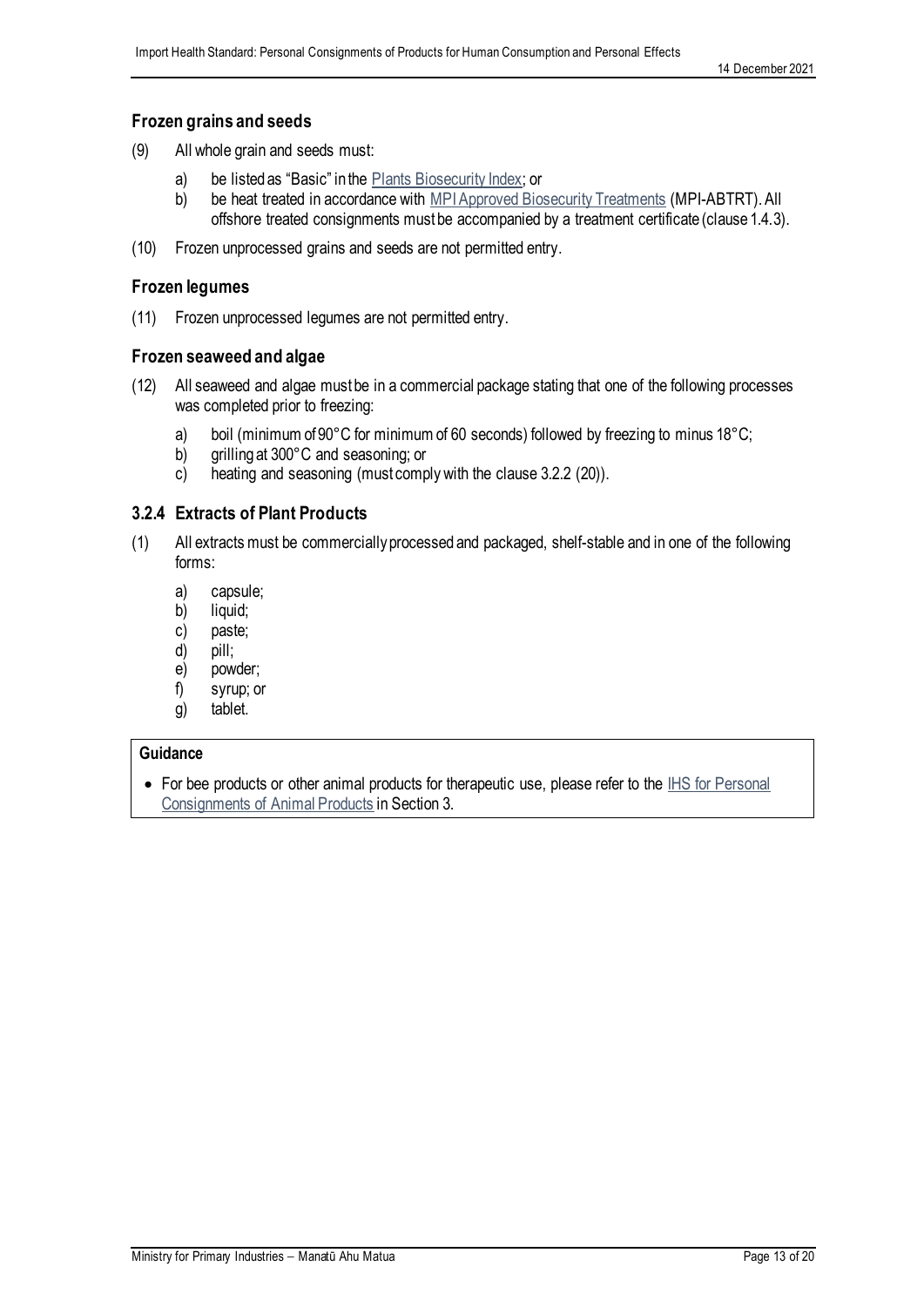### Frozen grains and seeds

(9) All whole grain and seeds must:

a) be listed as "Basic" in the Plants Biosecurity Index; or
b) be heat treated in accordance with MPI Approved Biosecurity Treatments (MPI-ABTRT). All offshore treated consignments must be accompanied by a treatment certificate (clause 1.4.3).

(10) Frozen unprocessed grains and seeds are not permitted entry.

### Frozen legumes

(11) Frozen unprocessed legumes are not permitted entry.

### Frozen seaweed and algae

(12) All seaweed and algae must be in a commercial package stating that one of the following processes was completed prior to freezing:

a) boil (minimum of 90°C for minimum of 60 seconds) followed by freezing to minus 18°C;
b) grilling at 300°C and seasoning; or
c) heating and seasoning (must comply with the clause 3.2.2 (20)).

## 3.2.4 Extracts of Plant Products

(1) All extracts must be commercially processed and packaged, shelf-stable and in one of the following forms:

a) capsule;
b) liquid;
c) paste;
d) pill;
e) powder;
f) syrup; or
g) tablet.

**Guidance**

- For bee products or other animal products for therapeutic use, please refer to the IHS for Personal Consignments of Animal Products in Section 3.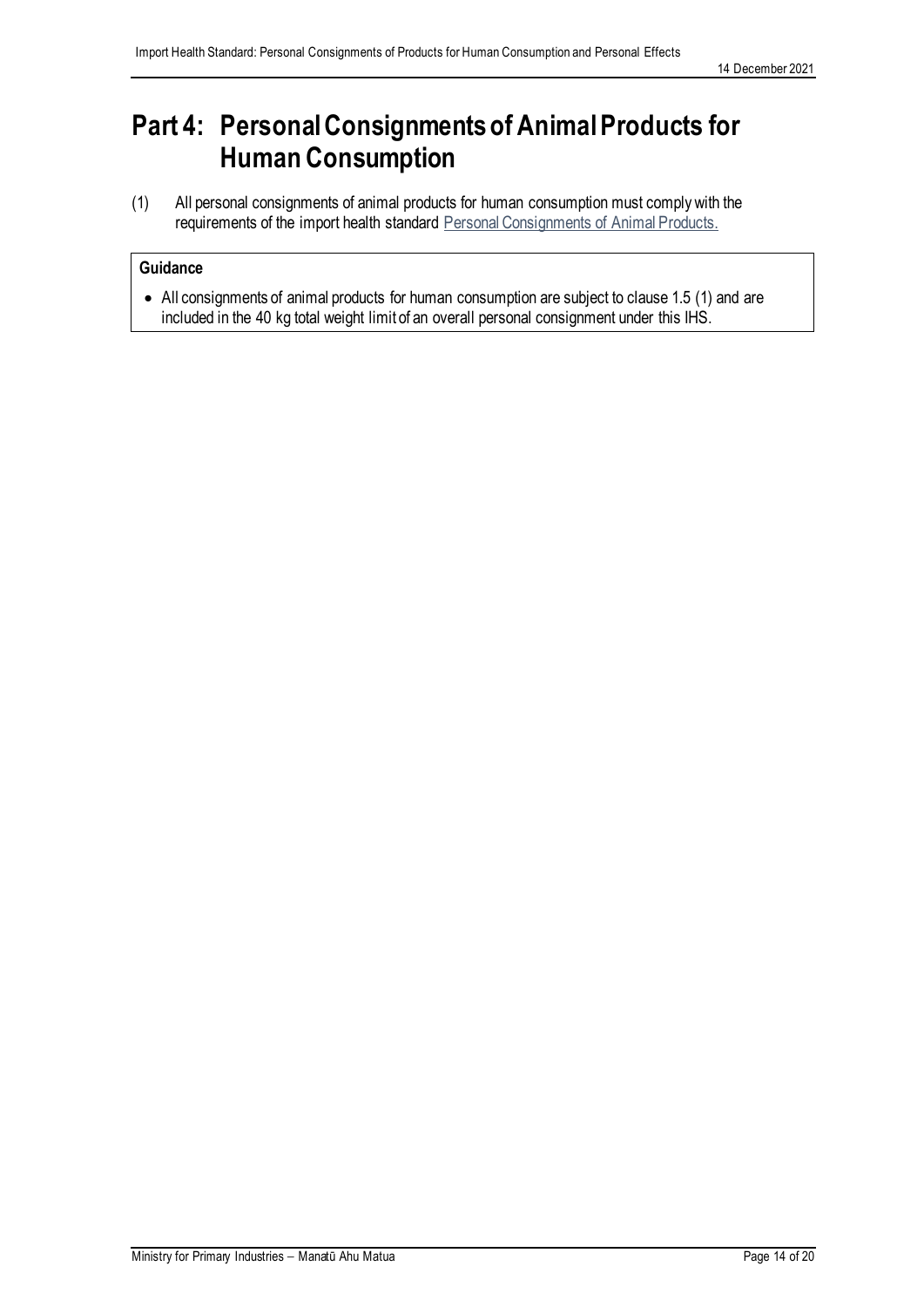# Part 4: Personal Consignments of Animal Products for Human Consumption

(1) All personal consignments of animal products for human consumption must comply with the requirements of the import health standard Personal Consignments of Animal Products.

**Guidance**

- All consignments of animal products for human consumption are subject to clause 1.5 (1) and are included in the 40 kg total weight limit of an overall personal consignment under this IHS.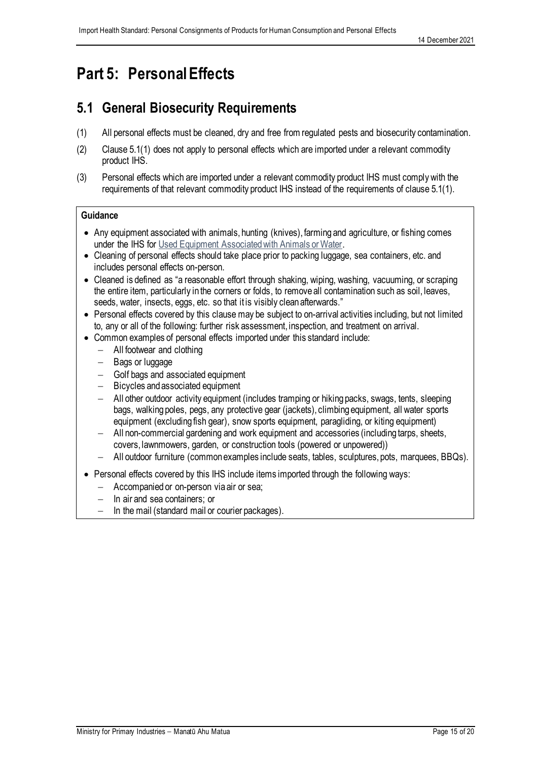# Part 5: Personal Effects

## 5.1 General Biosecurity Requirements

(1) All personal effects must be cleaned, dry and free from regulated pests and biosecurity contamination.

(2) Clause 5.1(1) does not apply to personal effects which are imported under a relevant commodity product IHS.

(3) Personal effects which are imported under a relevant commodity product IHS must comply with the requirements of that relevant commodity product IHS instead of the requirements of clause 5.1(1).

**Guidance**

- Any equipment associated with animals, hunting (knives), farming and agriculture, or fishing comes under the IHS for Used Equipment Associated with Animals or Water.
- Cleaning of personal effects should take place prior to packing luggage, sea containers, etc. and includes personal effects on-person.
- Cleaned is defined as "a reasonable effort through shaking, wiping, washing, vacuuming, or scraping the entire item, particularly in the corners or folds, to remove all contamination such as soil, leaves, seeds, water, insects, eggs, etc. so that it is visibly clean afterwards."
- Personal effects covered by this clause may be subject to on-arrival activities including, but not limited to, any or all of the following: further risk assessment, inspection, and treatment on arrival.
- Common examples of personal effects imported under this standard include:
  - All footwear and clothing
  - Bags or luggage
  - Golf bags and associated equipment
  - Bicycles and associated equipment
  - All other outdoor activity equipment (includes tramping or hiking packs, swags, tents, sleeping bags, walking poles, pegs, any protective gear (jackets), climbing equipment, all water sports equipment (excluding fish gear), snow sports equipment, paragliding, or kiting equipment)
  - All non-commercial gardening and work equipment and accessories (including tarps, sheets, covers, lawnmowers, garden, or construction tools (powered or unpowered))
  - All outdoor furniture (common examples include seats, tables, sculptures, pots, marquees, BBQs).
- Personal effects covered by this IHS include items imported through the following ways:
  - Accompanied or on-person via air or sea;
  - In air and sea containers; or
  - In the mail (standard mail or courier packages).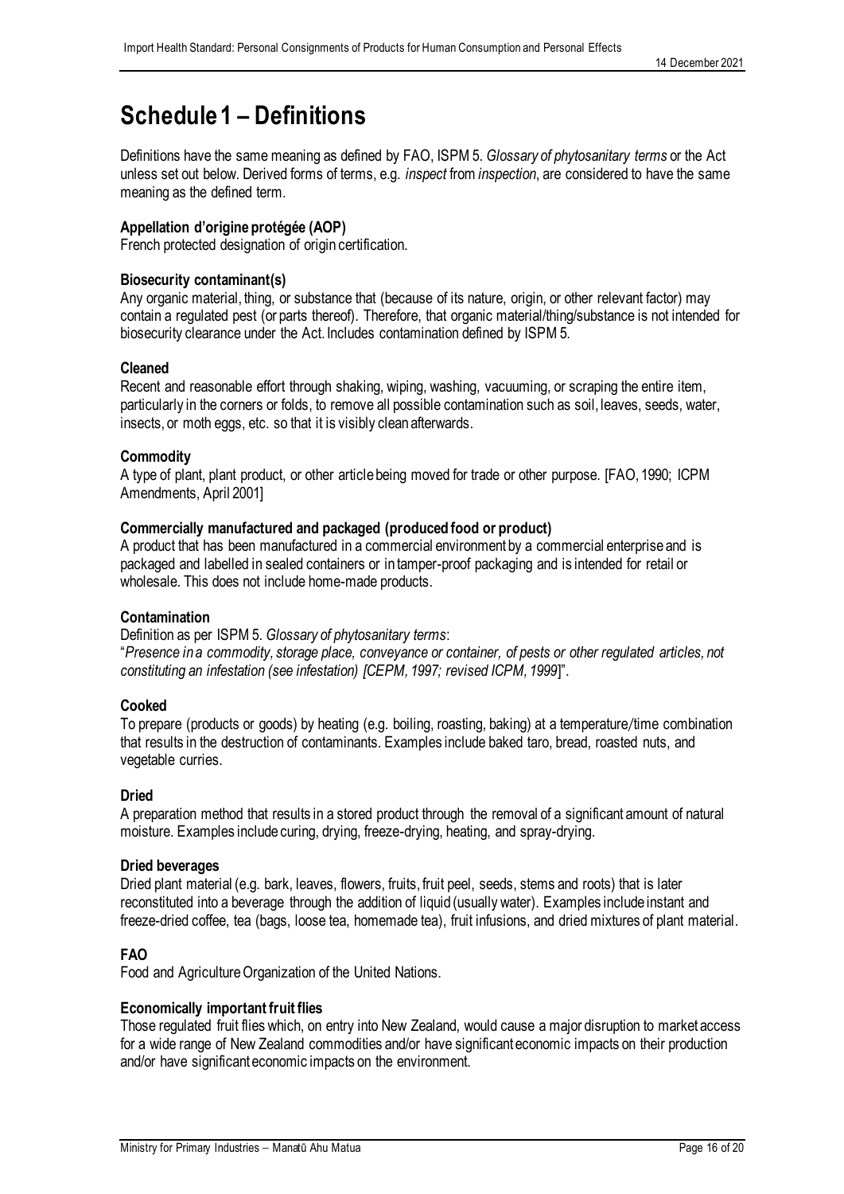# Schedule 1 – Definitions

Definitions have the same meaning as defined by FAO, ISPM 5. *Glossary of phytosanitary terms* or the Act unless set out below. Derived forms of terms, e.g. *inspect* from *inspection*, are considered to have the same meaning as the defined term.

**Appellation d'origine protégée (AOP)**
French protected designation of origin certification.

**Biosecurity contaminant(s)**
Any organic material, thing, or substance that (because of its nature, origin, or other relevant factor) may contain a regulated pest (or parts thereof). Therefore, that organic material/thing/substance is not intended for biosecurity clearance under the Act. Includes contamination defined by ISPM 5.

**Cleaned**
Recent and reasonable effort through shaking, wiping, washing, vacuuming, or scraping the entire item, particularly in the corners or folds, to remove all possible contamination such as soil, leaves, seeds, water, insects, or moth eggs, etc. so that it is visibly clean afterwards.

**Commodity**
A type of plant, plant product, or other article being moved for trade or other purpose. [FAO, 1990; ICPM Amendments, April 2001]

**Commercially manufactured and packaged (produced food or product)**
A product that has been manufactured in a commercial environment by a commercial enterprise and is packaged and labelled in sealed containers or in tamper-proof packaging and is intended for retail or wholesale. This does not include home-made products.

**Contamination**
Definition as per ISPM 5. *Glossary of phytosanitary terms*:
"*Presence in a commodity, storage place, conveyance or container, of pests or other regulated articles, not constituting an infestation (see infestation) [CEPM, 1997; revised ICPM, 1999*]".

**Cooked**
To prepare (products or goods) by heating (e.g. boiling, roasting, baking) at a temperature/time combination that results in the destruction of contaminants. Examples include baked taro, bread, roasted nuts, and vegetable curries.

**Dried**
A preparation method that results in a stored product through the removal of a significant amount of natural moisture. Examples include curing, drying, freeze-drying, heating, and spray-drying.

**Dried beverages**
Dried plant material (e.g. bark, leaves, flowers, fruits, fruit peel, seeds, stems and roots) that is later reconstituted into a beverage through the addition of liquid (usually water). Examples include instant and freeze-dried coffee, tea (bags, loose tea, homemade tea), fruit infusions, and dried mixtures of plant material.

**FAO**
Food and Agriculture Organization of the United Nations.

**Economically important fruit flies**
Those regulated fruit flies which, on entry into New Zealand, would cause a major disruption to market access for a wide range of New Zealand commodities and/or have significant economic impacts on their production and/or have significant economic impacts on the environment.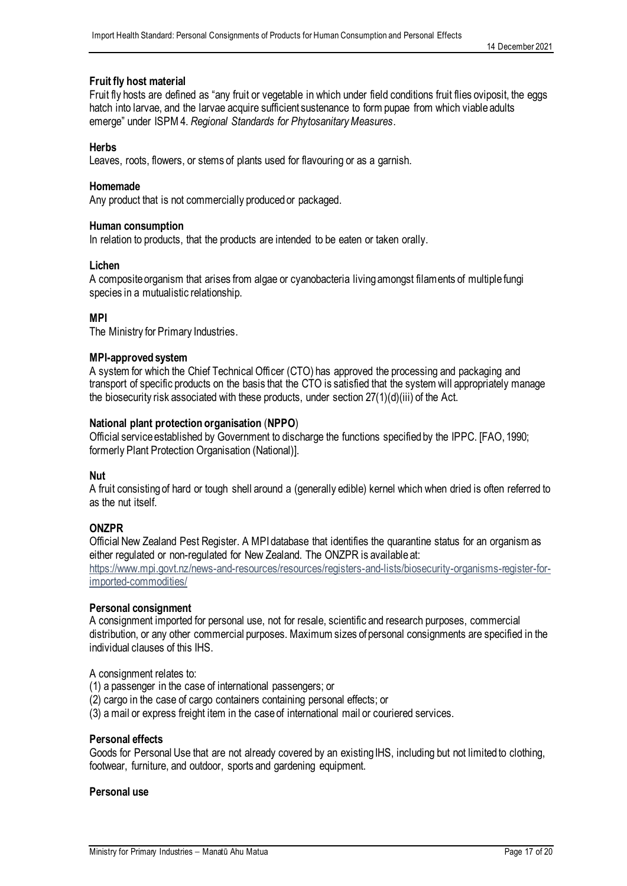**Fruit fly host material**
Fruit fly hosts are defined as "any fruit or vegetable in which under field conditions fruit flies oviposit, the eggs hatch into larvae, and the larvae acquire sufficient sustenance to form pupae from which viable adults emerge" under ISPM 4. *Regional Standards for Phytosanitary Measures*.

**Herbs**
Leaves, roots, flowers, or stems of plants used for flavouring or as a garnish.

**Homemade**
Any product that is not commercially produced or packaged.

**Human consumption**
In relation to products, that the products are intended to be eaten or taken orally.

**Lichen**
A composite organism that arises from algae or cyanobacteria living amongst filaments of multiple fungi species in a mutualistic relationship.

**MPI**
The Ministry for Primary Industries.

**MPI-approved system**
A system for which the Chief Technical Officer (CTO) has approved the processing and packaging and transport of specific products on the basis that the CTO is satisfied that the system will appropriately manage the biosecurity risk associated with these products, under section 27(1)(d)(iii) of the Act.

**National plant protection organisation (NPPO)**
Official service established by Government to discharge the functions specified by the IPPC. [FAO, 1990; formerly Plant Protection Organisation (National)].

**Nut**
A fruit consisting of hard or tough shell around a (generally edible) kernel which when dried is often referred to as the nut itself.

**ONZPR**
Official New Zealand Pest Register. A MPI database that identifies the quarantine status for an organism as either regulated or non-regulated for New Zealand. The ONZPR is available at:
https://www.mpi.govt.nz/news-and-resources/resources/registers-and-lists/biosecurity-organisms-register-for-imported-commodities/

**Personal consignment**
A consignment imported for personal use, not for resale, scientific and research purposes, commercial distribution, or any other commercial purposes. Maximum sizes of personal consignments are specified in the individual clauses of this IHS.

A consignment relates to:
(1) a passenger in the case of international passengers; or
(2) cargo in the case of cargo containers containing personal effects; or
(3) a mail or express freight item in the case of international mail or couriered services.

**Personal effects**
Goods for Personal Use that are not already covered by an existing IHS, including but not limited to clothing, footwear, furniture, and outdoor, sports and gardening equipment.

**Personal use**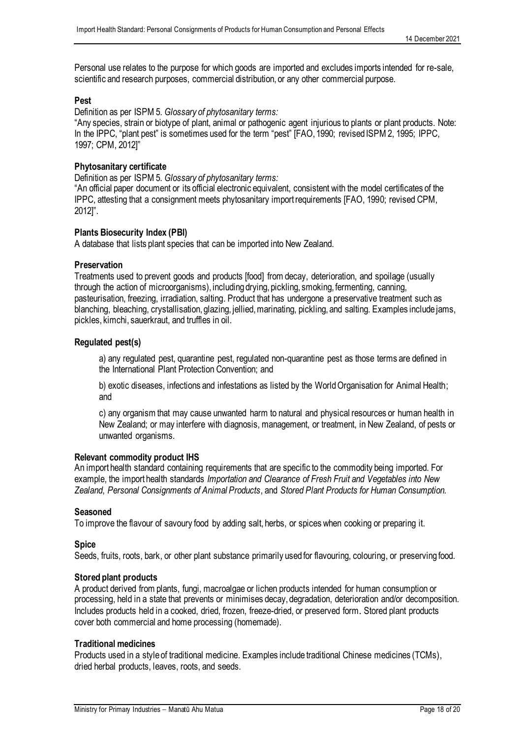Personal use relates to the purpose for which goods are imported and excludes imports intended for re-sale, scientific and research purposes, commercial distribution, or any other commercial purpose.

**Pest**

Definition as per ISPM 5. *Glossary of phytosanitary terms:*

"Any species, strain or biotype of plant, animal or pathogenic agent injurious to plants or plant products. Note: In the IPPC, "plant pest" is sometimes used for the term "pest" [FAO, 1990; revised ISPM 2, 1995; IPPC, 1997; CPM, 2012]"

**Phytosanitary certificate**

Definition as per ISPM 5. *Glossary of phytosanitary terms:*

"An official paper document or its official electronic equivalent, consistent with the model certificates of the IPPC, attesting that a consignment meets phytosanitary import requirements [FAO, 1990; revised CPM, 2012]".

**Plants Biosecurity Index (PBI)**

A database that lists plant species that can be imported into New Zealand.

**Preservation**

Treatments used to prevent goods and products [food] from decay, deterioration, and spoilage (usually through the action of microorganisms), including drying, pickling, smoking, fermenting, canning, pasteurisation, freezing, irradiation, salting. Product that has undergone a preservative treatment such as blanching, bleaching, crystallisation, glazing, jellied, marinating, pickling, and salting. Examples include jams, pickles, kimchi, sauerkraut, and truffles in oil.

**Regulated pest(s)**

a) any regulated pest, quarantine pest, regulated non-quarantine pest as those terms are defined in the International Plant Protection Convention; and

b) exotic diseases, infections and infestations as listed by the World Organisation for Animal Health; and

c) any organism that may cause unwanted harm to natural and physical resources or human health in New Zealand; or may interfere with diagnosis, management, or treatment, in New Zealand, of pests or unwanted organisms.

**Relevant commodity product IHS**

An import health standard containing requirements that are specific to the commodity being imported. For example, the import health standards *Importation and Clearance of Fresh Fruit and Vegetables into New Zealand*, *Personal Consignments of Animal Products*, and *Stored Plant Products for Human Consumption*.

**Seasoned**

To improve the flavour of savoury food by adding salt, herbs, or spices when cooking or preparing it.

**Spice**

Seeds, fruits, roots, bark, or other plant substance primarily used for flavouring, colouring, or preserving food.

**Stored plant products**

A product derived from plants, fungi, macroalgae or lichen products intended for human consumption or processing, held in a state that prevents or minimises decay, degradation, deterioration and/or decomposition. Includes products held in a cooked, dried, frozen, freeze-dried, or preserved form. Stored plant products cover both commercial and home processing (homemade).

**Traditional medicines**

Products used in a style of traditional medicine. Examples include traditional Chinese medicines (TCMs), dried herbal products, leaves, roots, and seeds.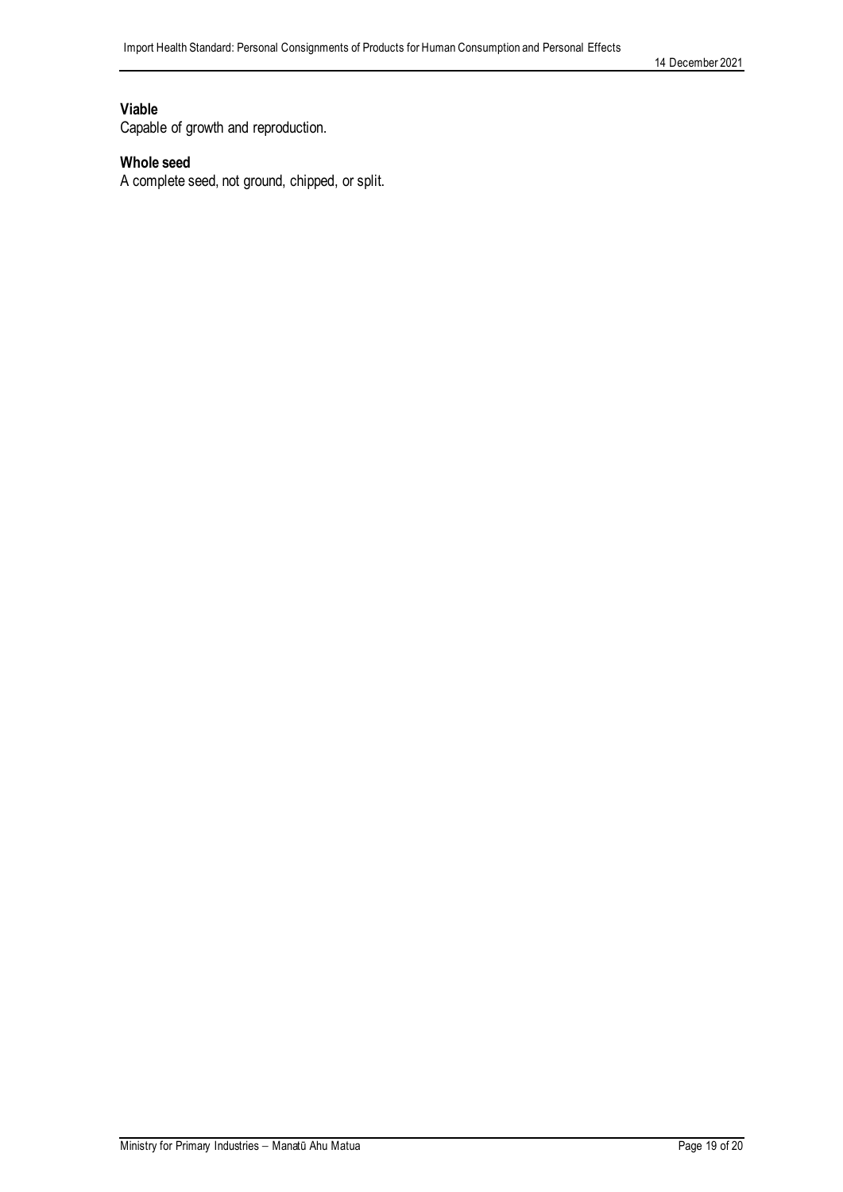**Viable**

Capable of growth and reproduction.

**Whole seed**

A complete seed, not ground, chipped, or split.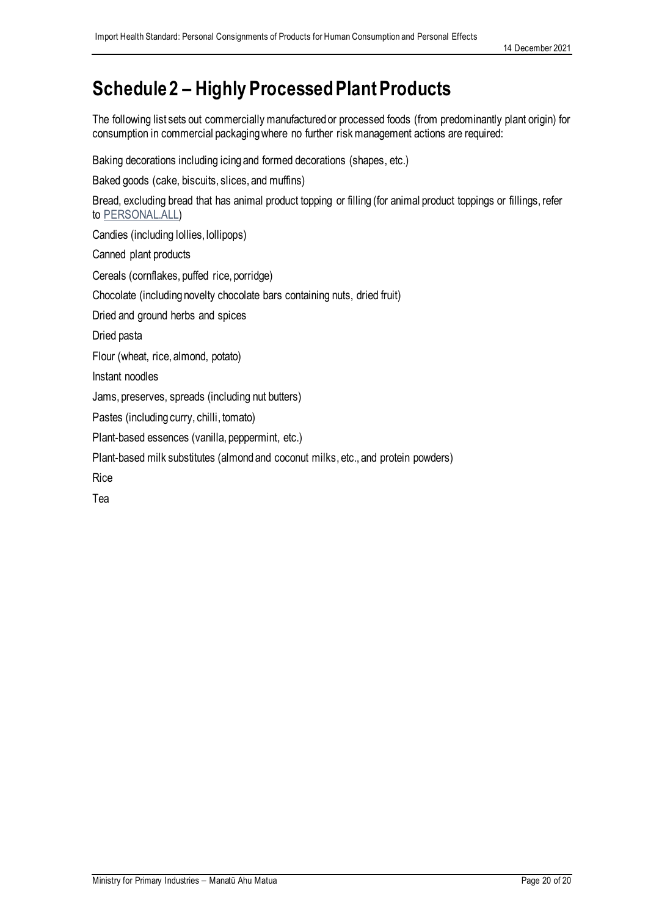# Schedule 2 – Highly Processed Plant Products

The following list sets out commercially manufactured or processed foods (from predominantly plant origin) for consumption in commercial packaging where no further risk management actions are required:

Baking decorations including icing and formed decorations (shapes, etc.)

Baked goods (cake, biscuits, slices, and muffins)

Bread, excluding bread that has animal product topping or filling (for animal product toppings or fillings, refer to PERSONAL.ALL)

Candies (including lollies, lollipops)

Canned plant products

Cereals (cornflakes, puffed rice, porridge)

Chocolate (including novelty chocolate bars containing nuts, dried fruit)

Dried and ground herbs and spices

Dried pasta

Flour (wheat, rice, almond, potato)

Instant noodles

Jams, preserves, spreads (including nut butters)

Pastes (including curry, chilli, tomato)

Plant-based essences (vanilla, peppermint, etc.)

Plant-based milk substitutes (almond and coconut milks, etc., and protein powders)

Rice

Tea